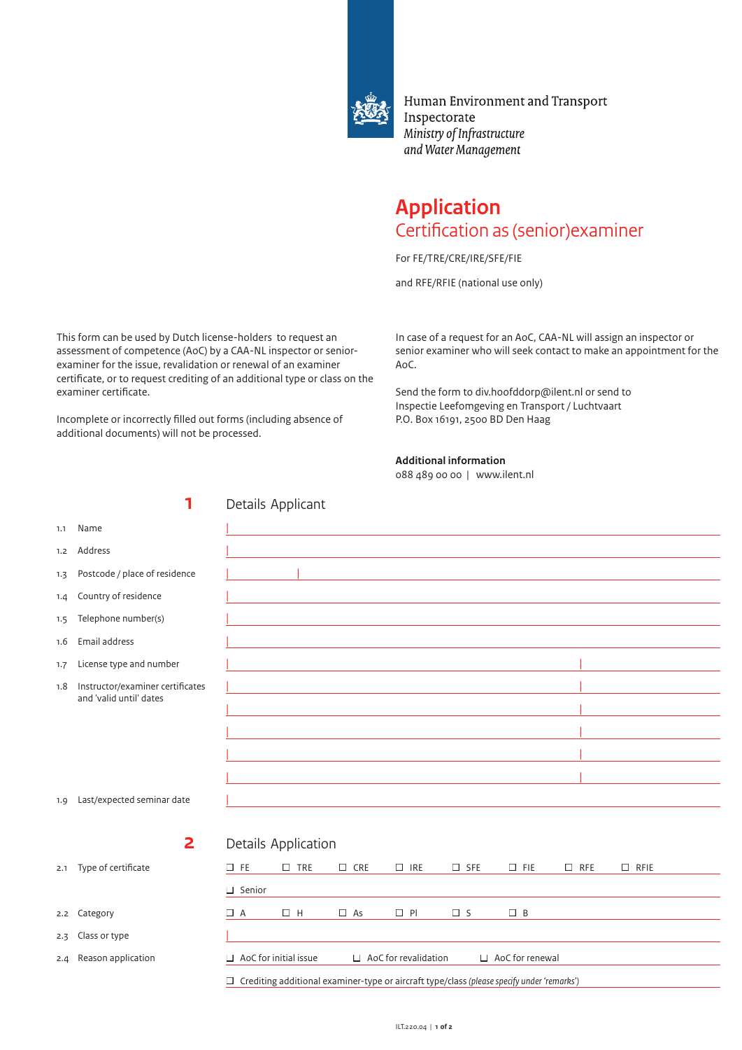Human Environment and Transport Inspectorate
*Ministry of Infrastructure and Water Management*

# Application

## Certification as (senior)examiner

For FE/TRE/CRE/IRE/SFE/FIE

and RFE/RFIE (national use only)

This form can be used by Dutch license-holders to request an assessment of competence (AoC) by a CAA-NL inspector or senior-examiner for the issue, revalidation or renewal of an examiner certificate, or to request crediting of an additional type or class on the examiner certificate.

Incomplete or incorrectly filled out forms (including absence of additional documents) will not be processed.

In case of a request for an AoC, CAA-NL will assign an inspector or senior examiner who will seek contact to make an appointment for the AoC.

Send the form to div.hoofddorp@ilent.nl or send to
Inspectie Leefomgeving en Transport / Luchtvaart
P.O. Box 16191, 2500 BD Den Haag

**Additional information**
088 489 00 00 | www.ilent.nl

## 1 Details Applicant

| | | |
|---|---|---|
| 1.1 | Name | |
| 1.2 | Address | |
| 1.3 | Postcode / place of residence | |
| 1.4 | Country of residence | |
| 1.5 | Telephone number(s) | |
| 1.6 | Email address | |
| 1.7 | License type and number | |
| 1.8 | Instructor/examiner certificates and 'valid until' dates | |
| | | |
| | | |
| | | |
| | | |
| 1.9 | Last/expected seminar date | |

## 2 Details Application

2.1 Type of certificate

☐ FE ☐ TRE ☐ CRE ☐ IRE ☐ SFE ☐ FIE ☐ RFE ☐ RFIE

☐ Senior

2.2 Category

☐ A ☐ H ☐ As ☐ Pl ☐ S ☐ B

2.3 Class or type

2.4 Reason application

☐ AoC for initial issue ☐ AoC for revalidation ☐ AoC for renewal

☐ Crediting additional examiner-type or aircraft type/class *(please specify under 'remarks')*

ILT.220.04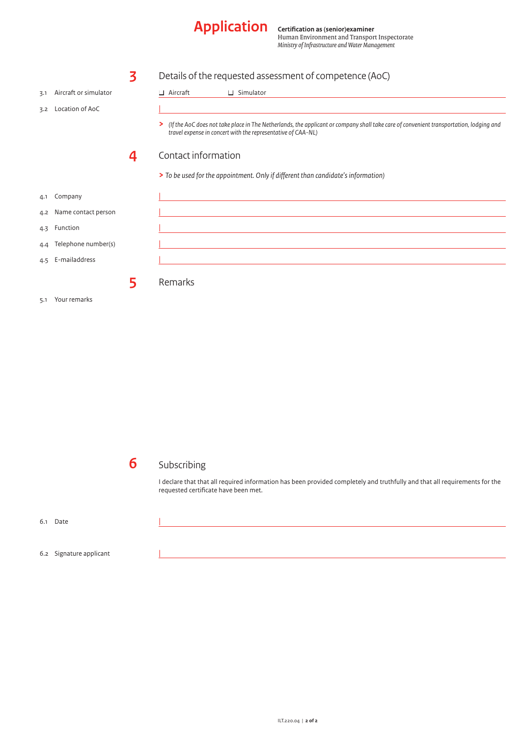# Application

**Certification as (senior)examiner**
Human Environment and Transport Inspectorate
*Ministry of Infrastructure and Water Management*

## 3 Details of the requested assessment of competence (AoC)

3.1 Aircraft or simulator

☐ Aircraft ☐ Simulator

3.2 Location of AoC

> *(If the AoC does not take place in The Netherlands, the applicant or company shall take care of convenient transportation, lodging and travel expense in concert with the representative of CAA-NL)*

## 4 Contact information

> *To be used for the appointment. Only if different than candidate's information)*

4.1 Company

4.2 Name contact person

4.3 Function

4.4 Telephone number(s)

4.5 E-mailaddress

## 5 Remarks

5.1 Your remarks

## 6 Subscribing

I declare that that all required information has been provided completely and truthfully and that all requirements for the requested certificate have been met.

6.1 Date

6.2 Signature applicant